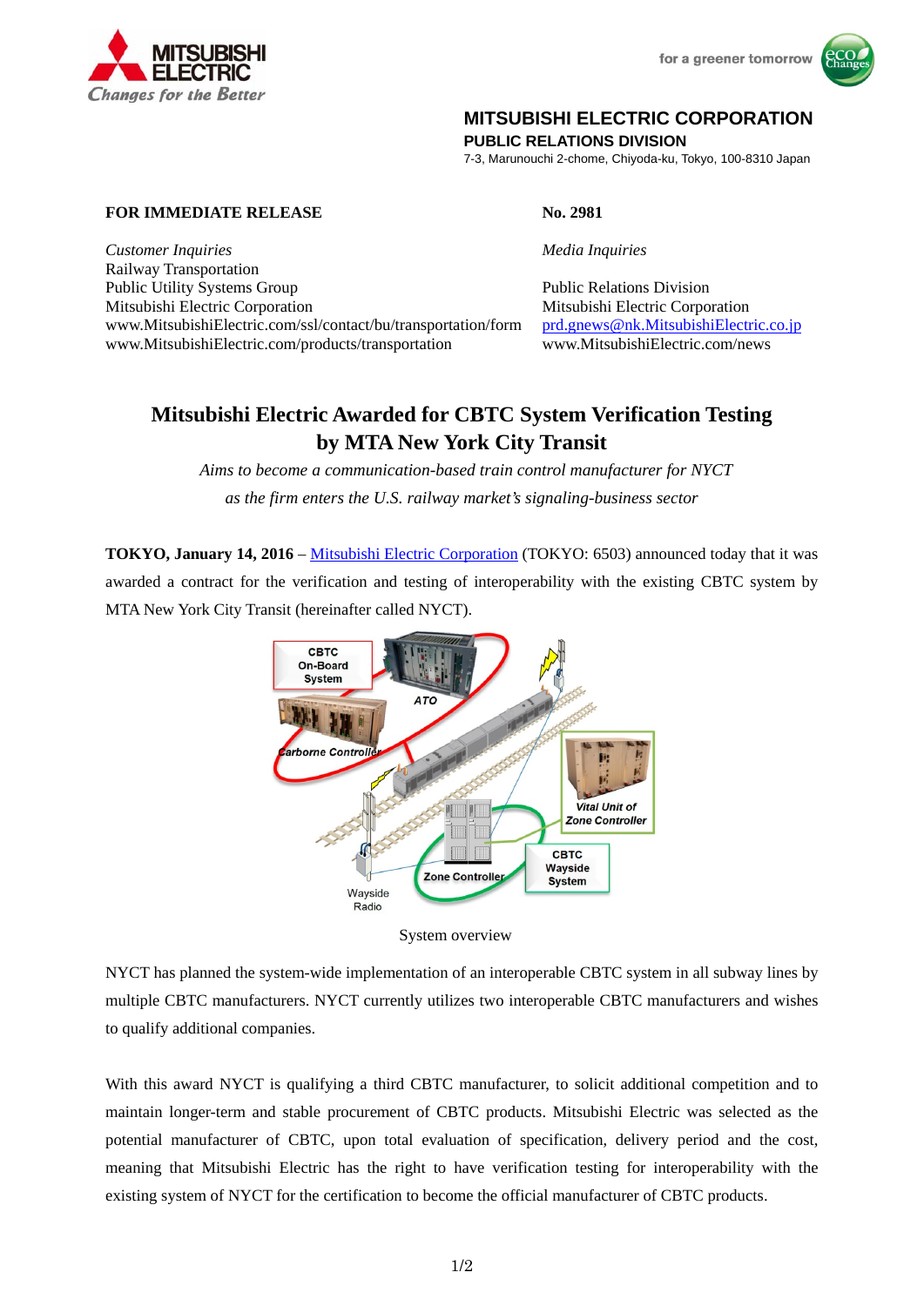MITSUBISHI ELECTRIC
*Changes for the Better*

for a greener tomorrow

**MITSUBISHI ELECTRIC CORPORATION**
**PUBLIC RELATIONS DIVISION**
7-3, Marunouchi 2-chome, Chiyoda-ku, Tokyo, 100-8310 Japan

**FOR IMMEDIATE RELEASE**

**No. 2981**

*Customer Inquiries*
Railway Transportation
Public Utility Systems Group
Mitsubishi Electric Corporation
www.MitsubishiElectric.com/ssl/contact/bu/transportation/form
www.MitsubishiElectric.com/products/transportation

*Media Inquiries*

Public Relations Division
Mitsubishi Electric Corporation
prd.gnews@nk.MitsubishiElectric.co.jp
www.MitsubishiElectric.com/news

# Mitsubishi Electric Awarded for CBTC System Verification Testing by MTA New York City Transit

*Aims to become a communication-based train control manufacturer for NYCT as the firm enters the U.S. railway market's signaling-business sector*

**TOKYO, January 14, 2016** – Mitsubishi Electric Corporation (TOKYO: 6503) announced today that it was awarded a contract for the verification and testing of interoperability with the existing CBTC system by MTA New York City Transit (hereinafter called NYCT).

System overview

NYCT has planned the system-wide implementation of an interoperable CBTC system in all subway lines by multiple CBTC manufacturers. NYCT currently utilizes two interoperable CBTC manufacturers and wishes to qualify additional companies.

With this award NYCT is qualifying a third CBTC manufacturer, to solicit additional competition and to maintain longer-term and stable procurement of CBTC products. Mitsubishi Electric was selected as the potential manufacturer of CBTC, upon total evaluation of specification, delivery period and the cost, meaning that Mitsubishi Electric has the right to have verification testing for interoperability with the existing system of NYCT for the certification to become the official manufacturer of CBTC products.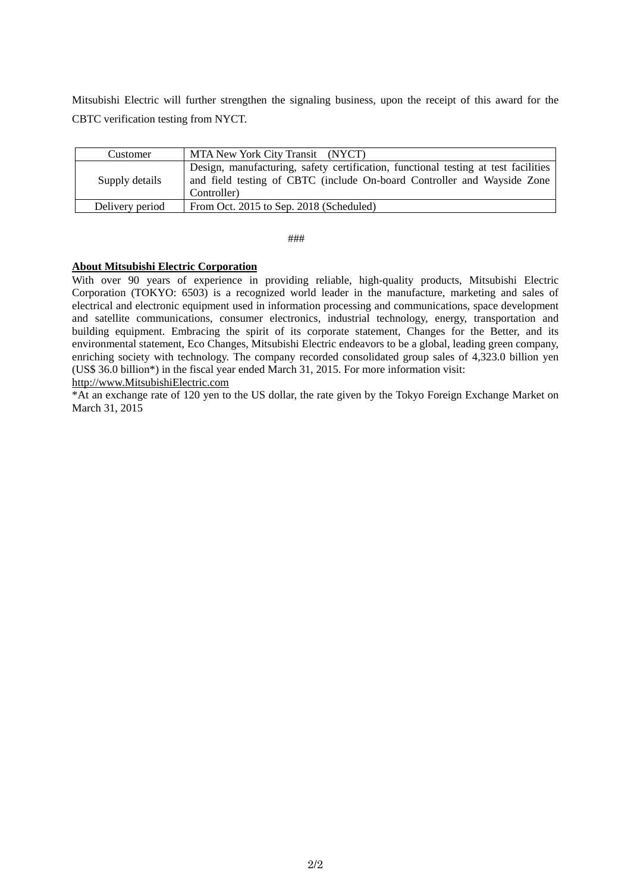Mitsubishi Electric will further strengthen the signaling business, upon the receipt of this award for the CBTC verification testing from NYCT.

| | |
|---|---|
| Customer | MTA New York City Transit (NYCT) |
| Supply details | Design, manufacturing, safety certification, functional testing at test facilities and field testing of CBTC (include On-board Controller and Wayside Zone Controller) |
| Delivery period | From Oct. 2015 to Sep. 2018 (Scheduled) |

###

**About Mitsubishi Electric Corporation**

With over 90 years of experience in providing reliable, high-quality products, Mitsubishi Electric Corporation (TOKYO: 6503) is a recognized world leader in the manufacture, marketing and sales of electrical and electronic equipment used in information processing and communications, space development and satellite communications, consumer electronics, industrial technology, energy, transportation and building equipment. Embracing the spirit of its corporate statement, Changes for the Better, and its environmental statement, Eco Changes, Mitsubishi Electric endeavors to be a global, leading green company, enriching society with technology. The company recorded consolidated group sales of 4,323.0 billion yen (US$ 36.0 billion*) in the fiscal year ended March 31, 2015. For more information visit:
http://www.MitsubishiElectric.com

*At an exchange rate of 120 yen to the US dollar, the rate given by the Tokyo Foreign Exchange Market on March 31, 2015